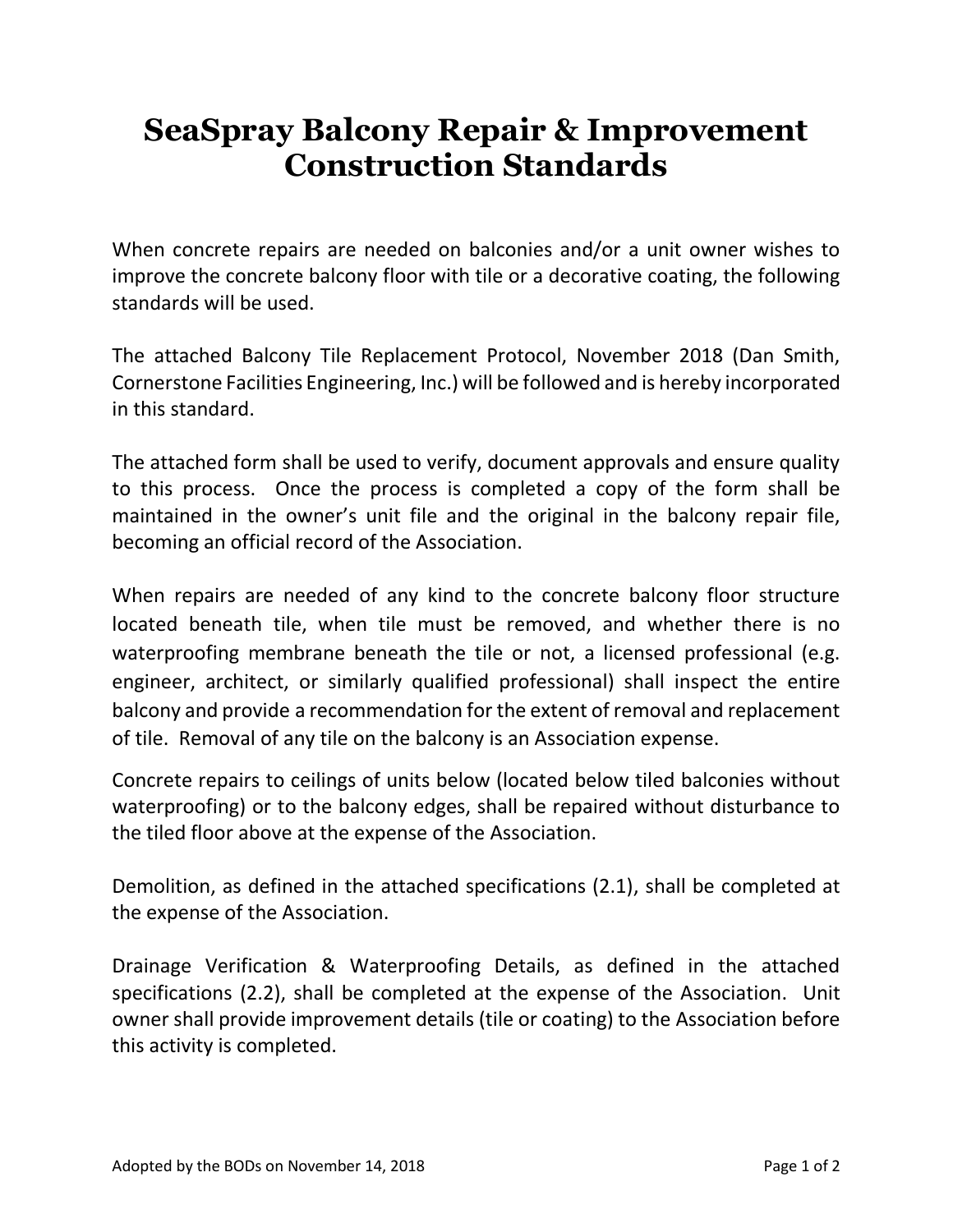# SeaSpray Balcony Repair & Improvement Construction Standards

When concrete repairs are needed on balconies and/or a unit owner wishes to improve the concrete balcony floor with tile or a decorative coating, the following standards will be used.

The attached Balcony Tile Replacement Protocol, November 2018 (Dan Smith, Cornerstone Facilities Engineering, Inc.) will be followed and is hereby incorporated in this standard.

The attached form shall be used to verify, document approvals and ensure quality to this process. Once the process is completed a copy of the form shall be maintained in the owner's unit file and the original in the balcony repair file, becoming an official record of the Association.

When repairs are needed of any kind to the concrete balcony floor structure located beneath tile, when tile must be removed, and whether there is no waterproofing membrane beneath the tile or not, a licensed professional (e.g. engineer, architect, or similarly qualified professional) shall inspect the entire balcony and provide a recommendation for the extent of removal and replacement of tile. Removal of any tile on the balcony is an Association expense.

Concrete repairs to ceilings of units below (located below tiled balconies without waterproofing) or to the balcony edges, shall be repaired without disturbance to the tiled floor above at the expense of the Association.

Demolition, as defined in the attached specifications (2.1), shall be completed at the expense of the Association.

Drainage Verification & Waterproofing Details, as defined in the attached specifications (2.2), shall be completed at the expense of the Association. Unit owner shall provide improvement details (tile or coating) to the Association before this activity is completed.

Adopted by the BODs on November 14, 2018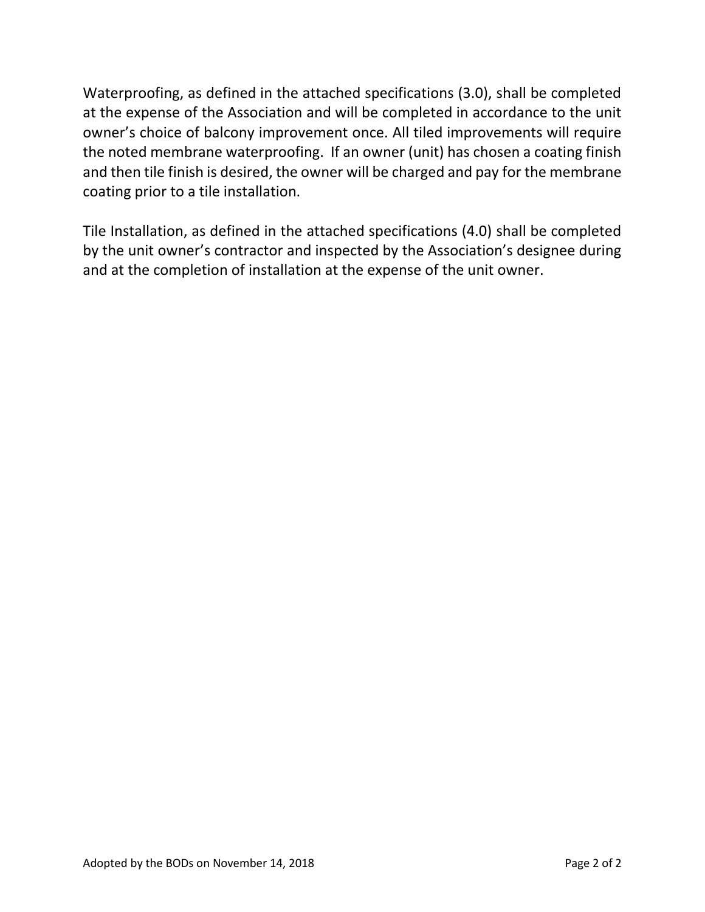Waterproofing, as defined in the attached specifications (3.0), shall be completed at the expense of the Association and will be completed in accordance to the unit owner's choice of balcony improvement once. All tiled improvements will require the noted membrane waterproofing. If an owner (unit) has chosen a coating finish and then tile finish is desired, the owner will be charged and pay for the membrane coating prior to a tile installation.

Tile Installation, as defined in the attached specifications (4.0) shall be completed by the unit owner's contractor and inspected by the Association's designee during and at the completion of installation at the expense of the unit owner.

Adopted by the BODs on November 14, 2018